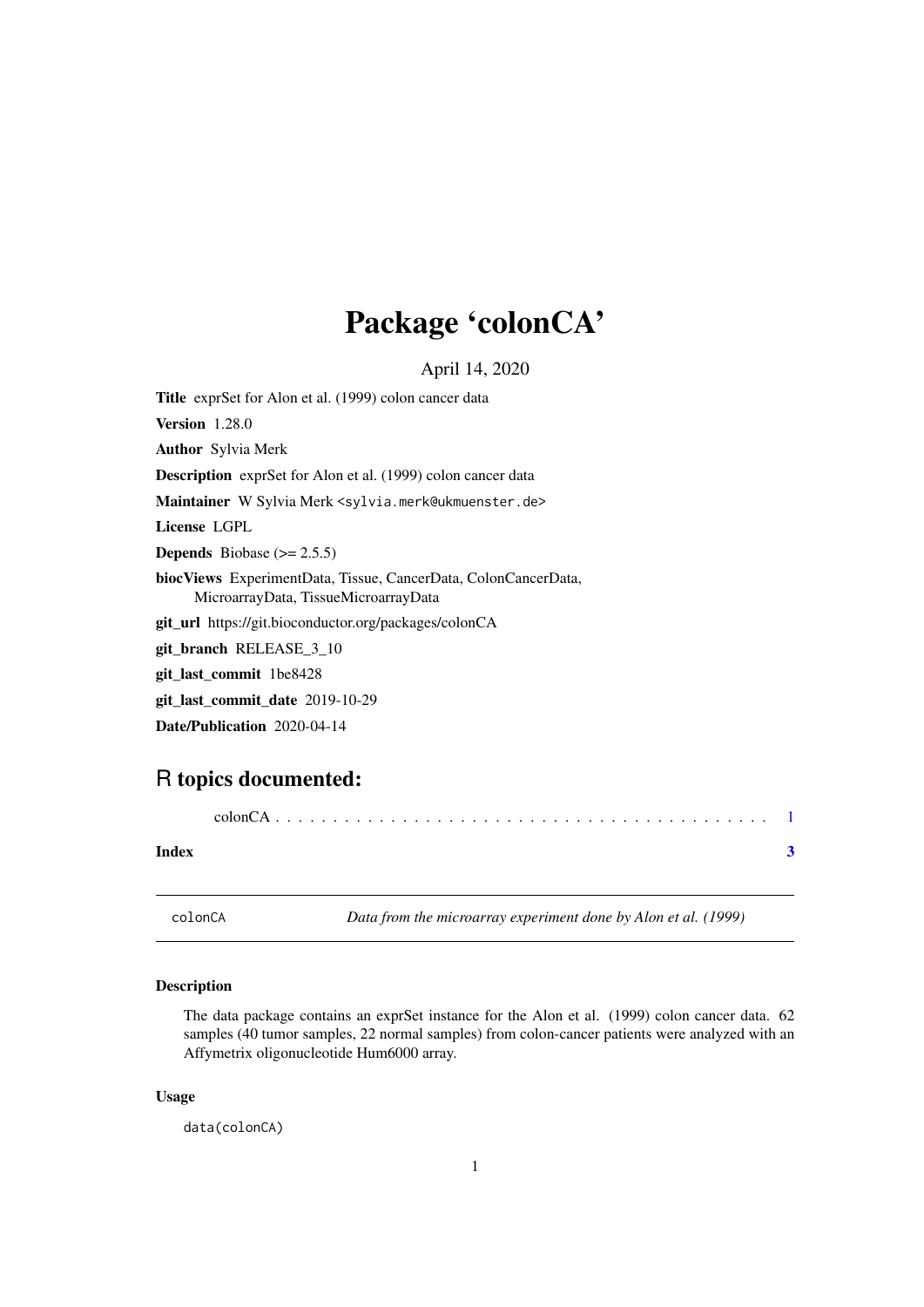# Package 'colonCA'

April 14, 2020

**Title** exprSet for Alon et al. (1999) colon cancer data

**Version** 1.28.0

**Author** Sylvia Merk

**Description** exprSet for Alon et al. (1999) colon cancer data

**Maintainer** W Sylvia Merk <sylvia.merk@ukmuenster.de>

**License** LGPL

**Depends** Biobase (>= 2.5.5)

**biocViews** ExperimentData, Tissue, CancerData, ColonCancerData, MicroarrayData, TissueMicroarrayData

**git_url** https://git.bioconductor.org/packages/colonCA

**git_branch** RELEASE_3_10

**git_last_commit** 1be8428

**git_last_commit_date** 2019-10-29

**Date/Publication** 2020-04-14

## R topics documented:

colonCA . . . . . . . . . . . . . . . . . . . . . . . . . . . . . . . . . . . . . . . . . . 1

**Index** **3**

---

colonCA    *Data from the microarray experiment done by Alon et al. (1999)*

---

### Description

The data package contains an exprSet instance for the Alon et al. (1999) colon cancer data. 62 samples (40 tumor samples, 22 normal samples) from colon-cancer patients were analyzed with an Affymetrix oligonucleotide Hum6000 array.

### Usage

```
data(colonCA)
```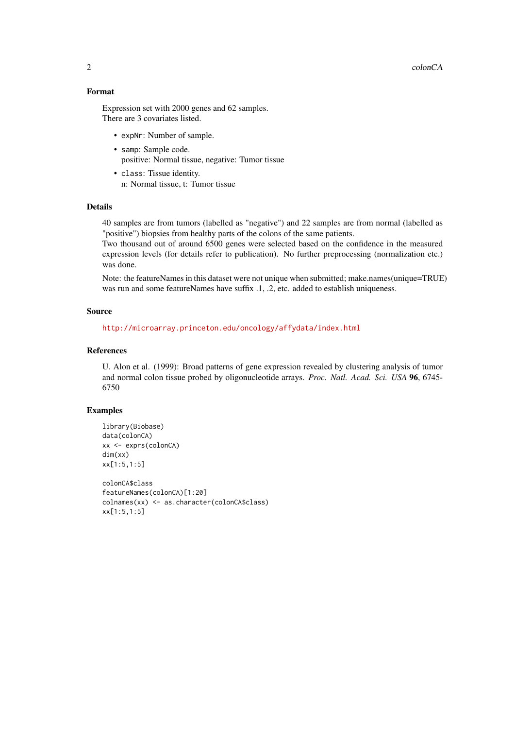## Format

Expression set with 2000 genes and 62 samples.
There are 3 covariates listed.

- `expNr`: Number of sample.
- `samp`: Sample code.
  positive: Normal tissue, negative: Tumor tissue
- `class`: Tissue identity.
  n: Normal tissue, t: Tumor tissue

## Details

40 samples are from tumors (labelled as "negative") and 22 samples are from normal (labelled as "positive") biopsies from healthy parts of the colons of the same patients.
Two thousand out of around 6500 genes were selected based on the confidence in the measured expression levels (for details refer to publication). No further preprocessing (normalization etc.) was done.

Note: the featureNames in this dataset were not unique when submitted; make.names(unique=TRUE) was run and some featureNames have suffix .1, .2, etc. added to establish uniqueness.

## Source

http://microarray.princeton.edu/oncology/affydata/index.html

## References

U. Alon et al. (1999): Broad patterns of gene expression revealed by clustering analysis of tumor and normal colon tissue probed by oligonucleotide arrays. *Proc. Natl. Acad. Sci. USA* **96**, 6745-6750

## Examples

```
library(Biobase)
data(colonCA)
xx <- exprs(colonCA)
dim(xx)
xx[1:5,1:5]

colonCA$class
featureNames(colonCA)[1:20]
colnames(xx) <- as.character(colonCA$class)
xx[1:5,1:5]
```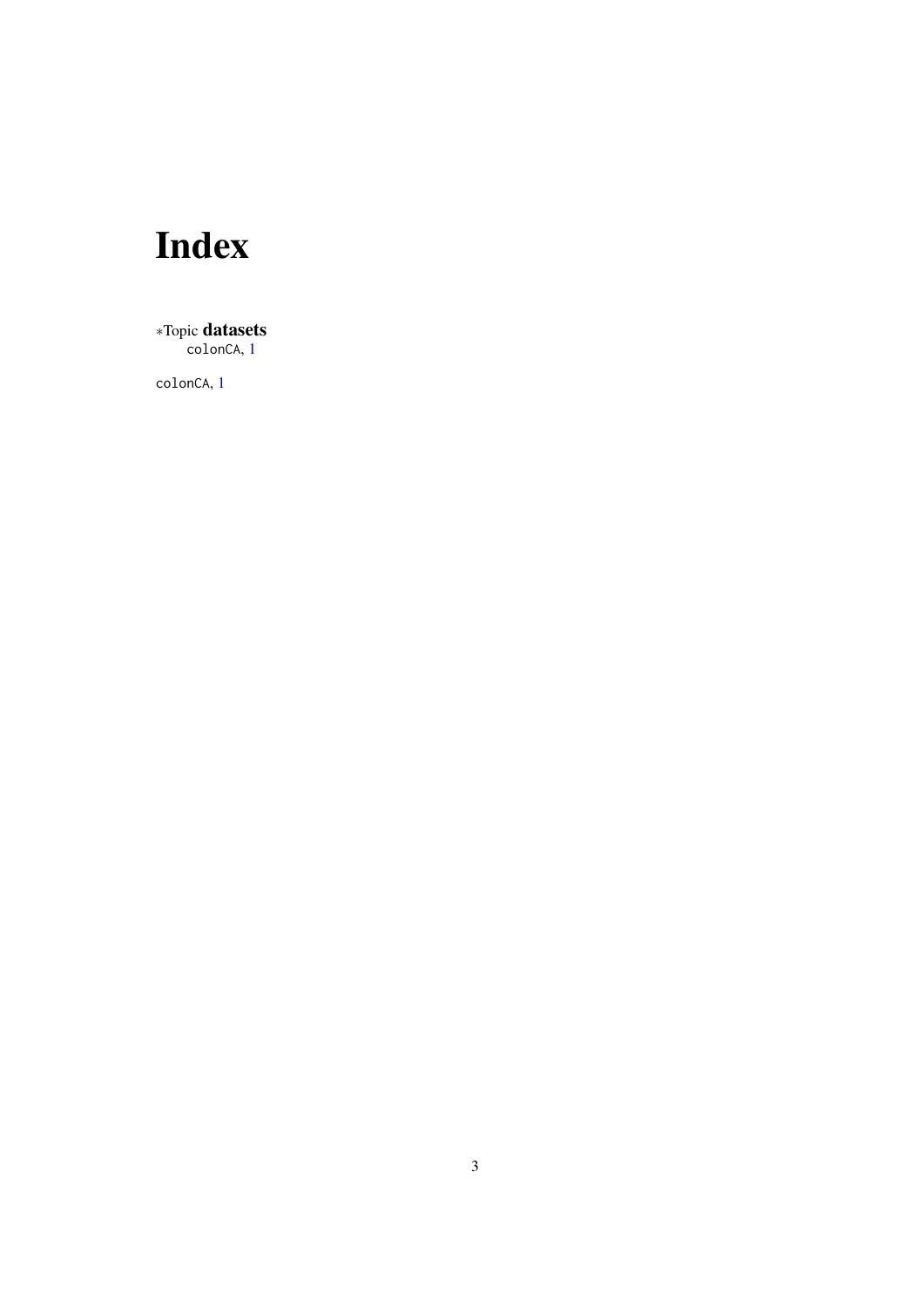# Index

∗Topic **datasets**
    colonCA, 1

colonCA, 1